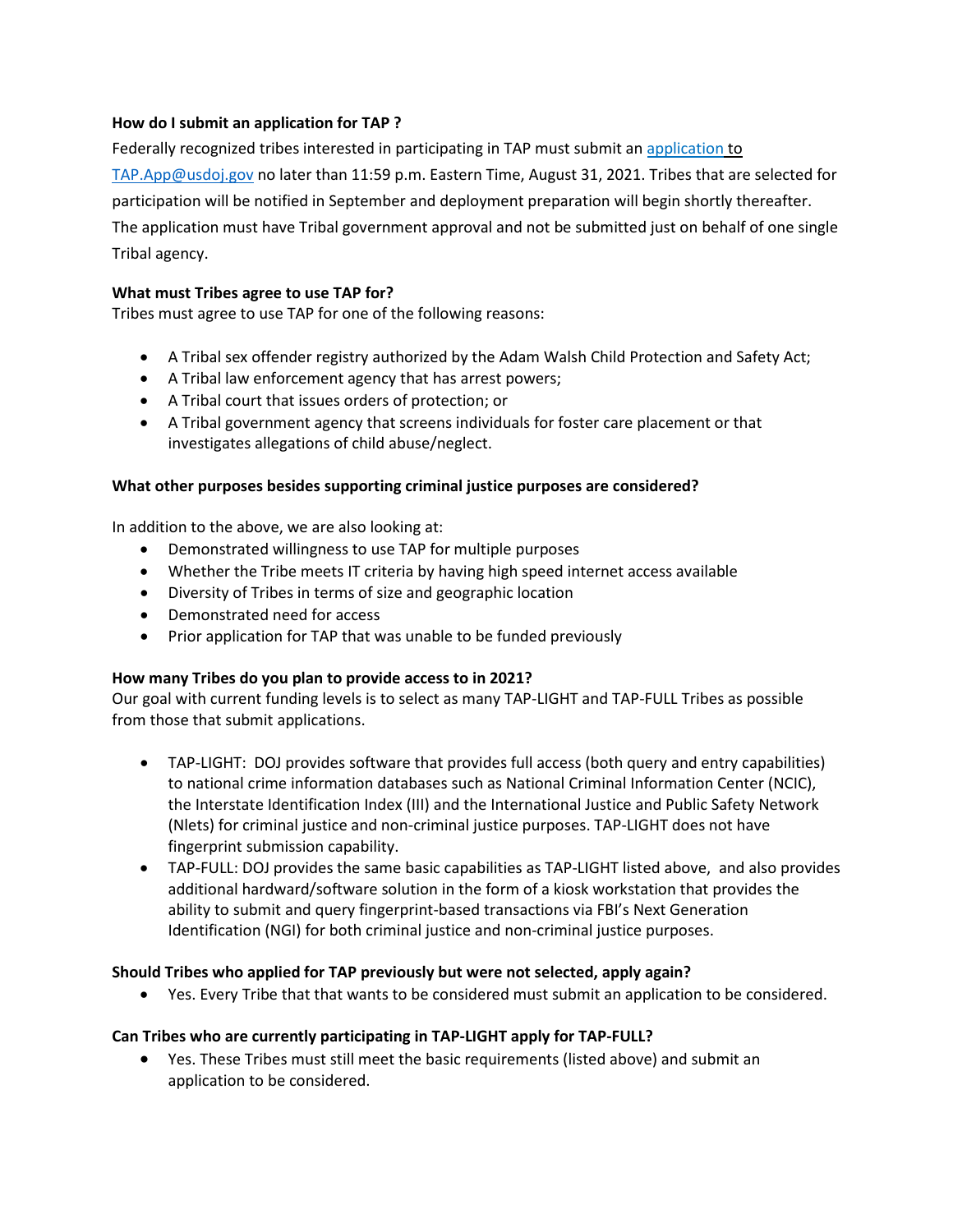**How do I submit an application for TAP ?**

Federally recognized tribes interested in participating in TAP must submit an application to TAP.App@usdoj.gov no later than 11:59 p.m. Eastern Time, August 31, 2021. Tribes that are selected for participation will be notified in September and deployment preparation will begin shortly thereafter. The application must have Tribal government approval and not be submitted just on behalf of one single Tribal agency.

**What must Tribes agree to use TAP for?**

Tribes must agree to use TAP for one of the following reasons:

- A Tribal sex offender registry authorized by the Adam Walsh Child Protection and Safety Act;
- A Tribal law enforcement agency that has arrest powers;
- A Tribal court that issues orders of protection; or
- A Tribal government agency that screens individuals for foster care placement or that investigates allegations of child abuse/neglect.

**What other purposes besides supporting criminal justice purposes are considered?**

In addition to the above, we are also looking at:

- Demonstrated willingness to use TAP for multiple purposes
- Whether the Tribe meets IT criteria by having high speed internet access available
- Diversity of Tribes in terms of size and geographic location
- Demonstrated need for access
- Prior application for TAP that was unable to be funded previously

**How many Tribes do you plan to provide access to in 2021?**

Our goal with current funding levels is to select as many TAP-LIGHT and TAP-FULL Tribes as possible from those that submit applications.

- TAP-LIGHT: DOJ provides software that provides full access (both query and entry capabilities) to national crime information databases such as National Criminal Information Center (NCIC), the Interstate Identification Index (III) and the International Justice and Public Safety Network (Nlets) for criminal justice and non-criminal justice purposes. TAP-LIGHT does not have fingerprint submission capability.
- TAP-FULL: DOJ provides the same basic capabilities as TAP-LIGHT listed above, and also provides additional hardward/software solution in the form of a kiosk workstation that provides the ability to submit and query fingerprint-based transactions via FBI's Next Generation Identification (NGI) for both criminal justice and non-criminal justice purposes.

**Should Tribes who applied for TAP previously but were not selected, apply again?**

- Yes. Every Tribe that that wants to be considered must submit an application to be considered.

**Can Tribes who are currently participating in TAP-LIGHT apply for TAP-FULL?**

- Yes. These Tribes must still meet the basic requirements (listed above) and submit an application to be considered.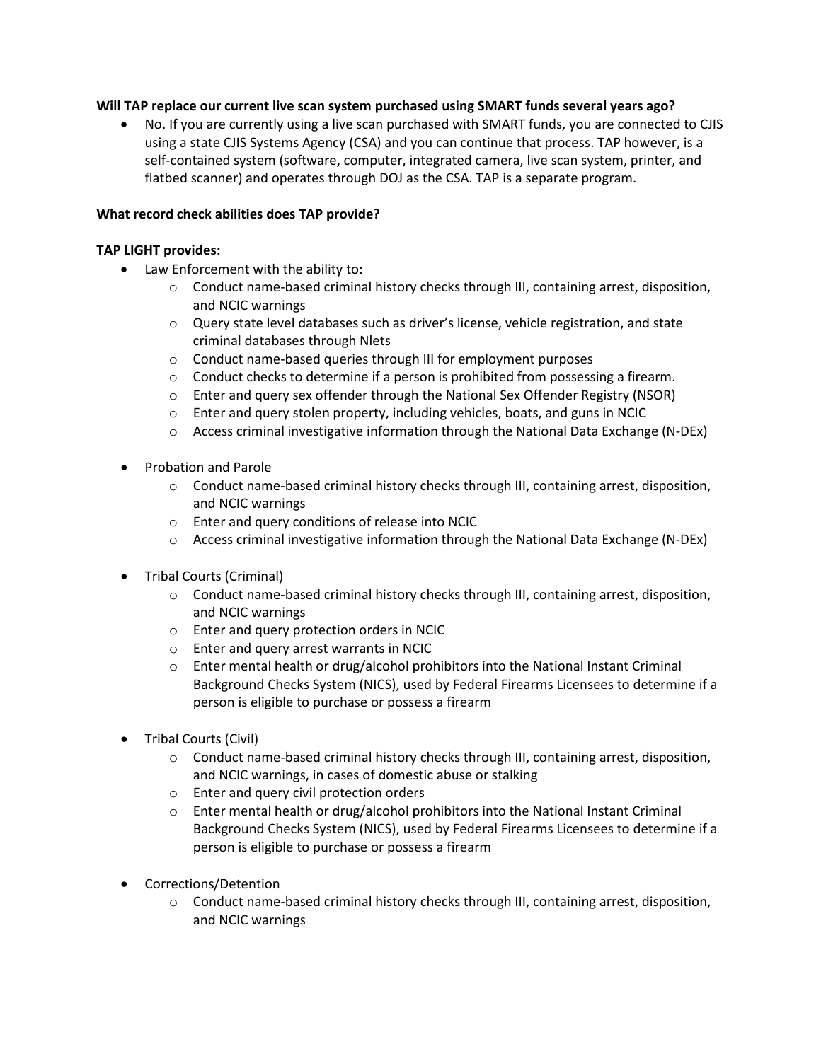**Will TAP replace our current live scan system purchased using SMART funds several years ago?**

- No. If you are currently using a live scan purchased with SMART funds, you are connected to CJIS using a state CJIS Systems Agency (CSA) and you can continue that process. TAP however, is a self-contained system (software, computer, integrated camera, live scan system, printer, and flatbed scanner) and operates through DOJ as the CSA. TAP is a separate program.

**What record check abilities does TAP provide?**

**TAP LIGHT provides:**

- Law Enforcement with the ability to:
    - Conduct name-based criminal history checks through III, containing arrest, disposition, and NCIC warnings
    - Query state level databases such as driver's license, vehicle registration, and state criminal databases through Nlets
    - Conduct name-based queries through III for employment purposes
    - Conduct checks to determine if a person is prohibited from possessing a firearm.
    - Enter and query sex offender through the National Sex Offender Registry (NSOR)
    - Enter and query stolen property, including vehicles, boats, and guns in NCIC
    - Access criminal investigative information through the National Data Exchange (N-DEx)

- Probation and Parole
    - Conduct name-based criminal history checks through III, containing arrest, disposition, and NCIC warnings
    - Enter and query conditions of release into NCIC
    - Access criminal investigative information through the National Data Exchange (N-DEx)

- Tribal Courts (Criminal)
    - Conduct name-based criminal history checks through III, containing arrest, disposition, and NCIC warnings
    - Enter and query protection orders in NCIC
    - Enter and query arrest warrants in NCIC
    - Enter mental health or drug/alcohol prohibitors into the National Instant Criminal Background Checks System (NICS), used by Federal Firearms Licensees to determine if a person is eligible to purchase or possess a firearm

- Tribal Courts (Civil)
    - Conduct name-based criminal history checks through III, containing arrest, disposition, and NCIC warnings, in cases of domestic abuse or stalking
    - Enter and query civil protection orders
    - Enter mental health or drug/alcohol prohibitors into the National Instant Criminal Background Checks System (NICS), used by Federal Firearms Licensees to determine if a person is eligible to purchase or possess a firearm

- Corrections/Detention
    - Conduct name-based criminal history checks through III, containing arrest, disposition, and NCIC warnings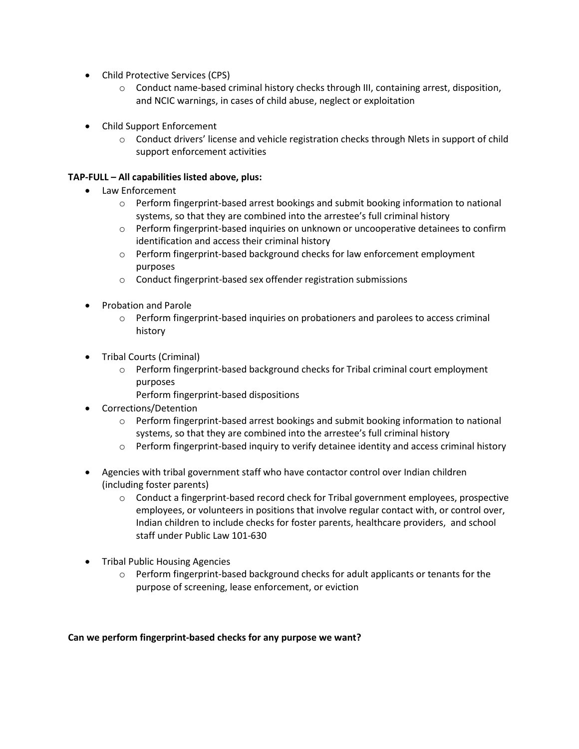- Child Protective Services (CPS)
  - Conduct name-based criminal history checks through III, containing arrest, disposition, and NCIC warnings, in cases of child abuse, neglect or exploitation

- Child Support Enforcement
  - Conduct drivers' license and vehicle registration checks through Nlets in support of child support enforcement activities

**TAP-FULL – All capabilities listed above, plus:**

- Law Enforcement
  - Perform fingerprint-based arrest bookings and submit booking information to national systems, so that they are combined into the arrestee's full criminal history
  - Perform fingerprint-based inquiries on unknown or uncooperative detainees to confirm identification and access their criminal history
  - Perform fingerprint-based background checks for law enforcement employment purposes
  - Conduct fingerprint-based sex offender registration submissions

- Probation and Parole
  - Perform fingerprint-based inquiries on probationers and parolees to access criminal history

- Tribal Courts (Criminal)
  - Perform fingerprint-based background checks for Tribal criminal court employment purposes
    Perform fingerprint-based dispositions
- Corrections/Detention
  - Perform fingerprint-based arrest bookings and submit booking information to national systems, so that they are combined into the arrestee's full criminal history
  - Perform fingerprint-based inquiry to verify detainee identity and access criminal history

- Agencies with tribal government staff who have contactor control over Indian children (including foster parents)
  - Conduct a fingerprint-based record check for Tribal government employees, prospective employees, or volunteers in positions that involve regular contact with, or control over, Indian children to include checks for foster parents, healthcare providers, and school staff under Public Law 101-630

- Tribal Public Housing Agencies
  - Perform fingerprint-based background checks for adult applicants or tenants for the purpose of screening, lease enforcement, or eviction

**Can we perform fingerprint-based checks for any purpose we want?**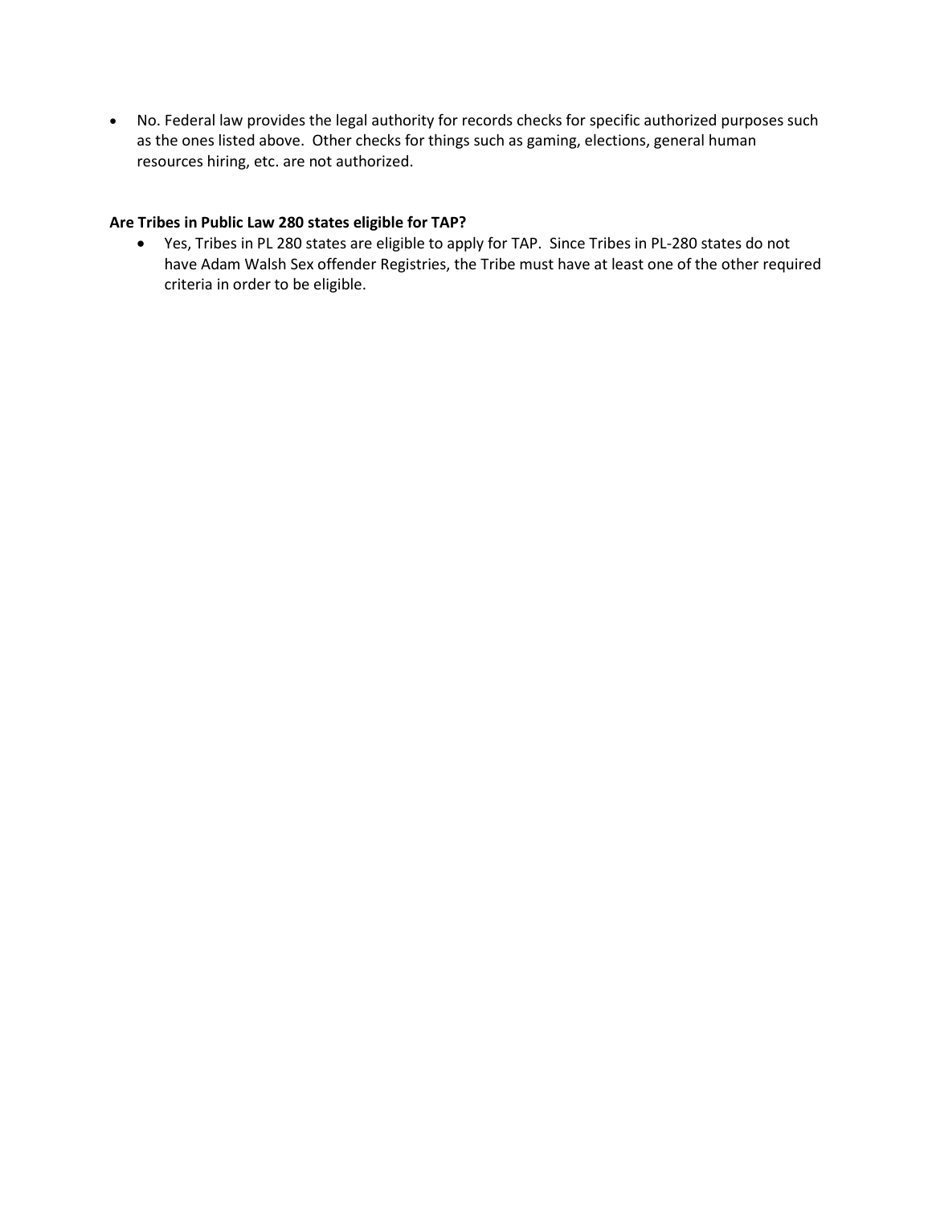- No. Federal law provides the legal authority for records checks for specific authorized purposes such as the ones listed above. Other checks for things such as gaming, elections, general human resources hiring, etc. are not authorized.

**Are Tribes in Public Law 280 states eligible for TAP?**

- Yes, Tribes in PL 280 states are eligible to apply for TAP. Since Tribes in PL-280 states do not have Adam Walsh Sex offender Registries, the Tribe must have at least one of the other required criteria in order to be eligible.